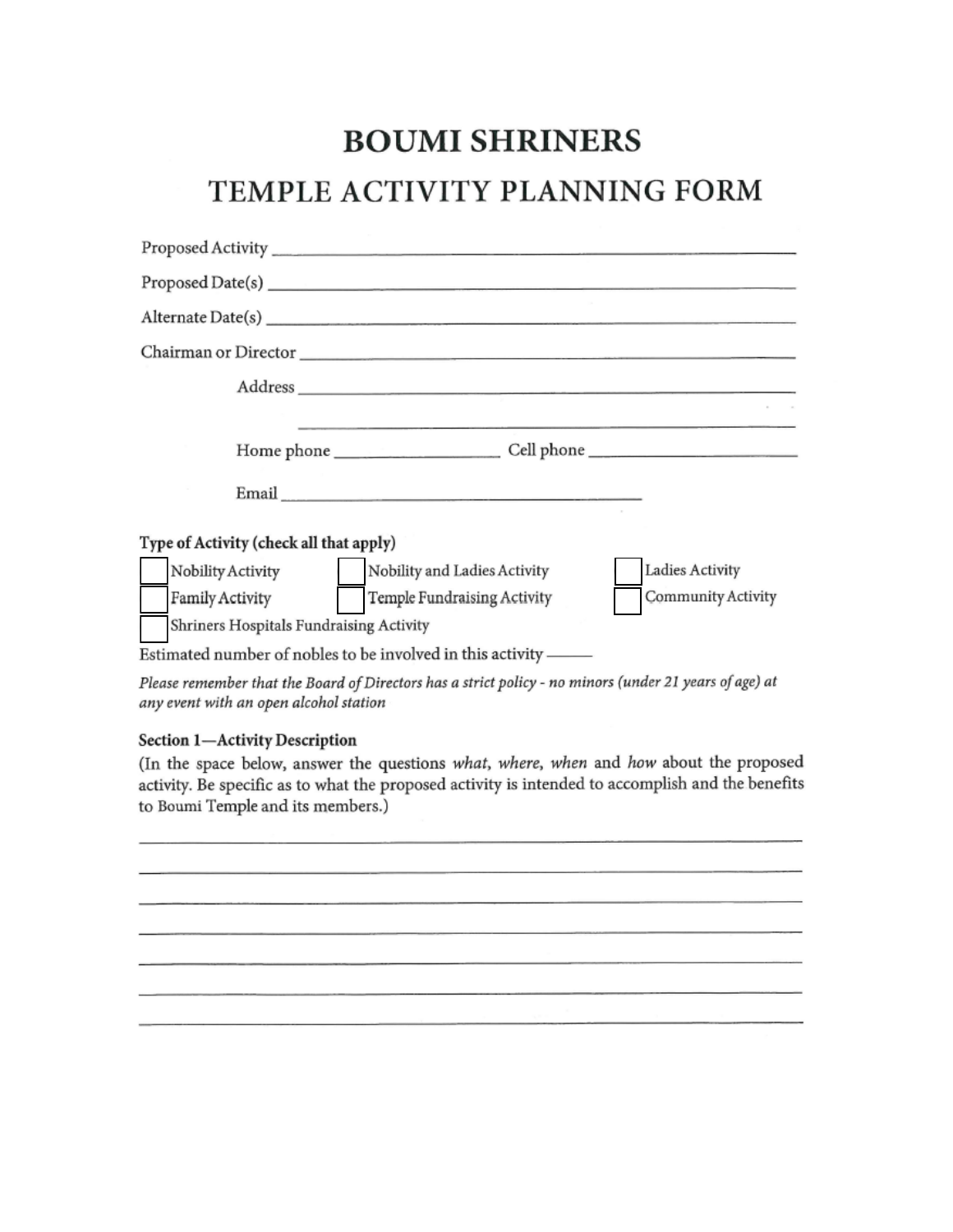# BOUMI SHRINERS

## TEMPLE ACTIVITY PLANNING FORM

Proposed Activity ____________________________________________

Proposed Date(s) ____________________________________________

Alternate Date(s) ____________________________________________

Chairman or Director ____________________________________________

Address ____________________________________________

____________________________________________

Home phone ________________ Cell phone ________________

Email ____________________________________

**Type of Activity (check all that apply)**

- [ ] Nobility Activity
- [ ] Nobility and Ladies Activity
- [ ] Ladies Activity
- [ ] Family Activity
- [ ] Temple Fundraising Activity
- [ ] Community Activity
- [ ] Shriners Hospitals Fundraising Activity

Estimated number of nobles to be involved in this activity _____

*Please remember that the Board of Directors has a strict policy - no minors (under 21 years of age) at any event with an open alcohol station*

**Section 1—Activity Description**

(In the space below, answer the questions *what, where, when* and *how* about the proposed activity. Be specific as to what the proposed activity is intended to accomplish and the benefits to Boumi Temple and its members.)

____________________________________________

____________________________________________

____________________________________________

____________________________________________

____________________________________________

____________________________________________

____________________________________________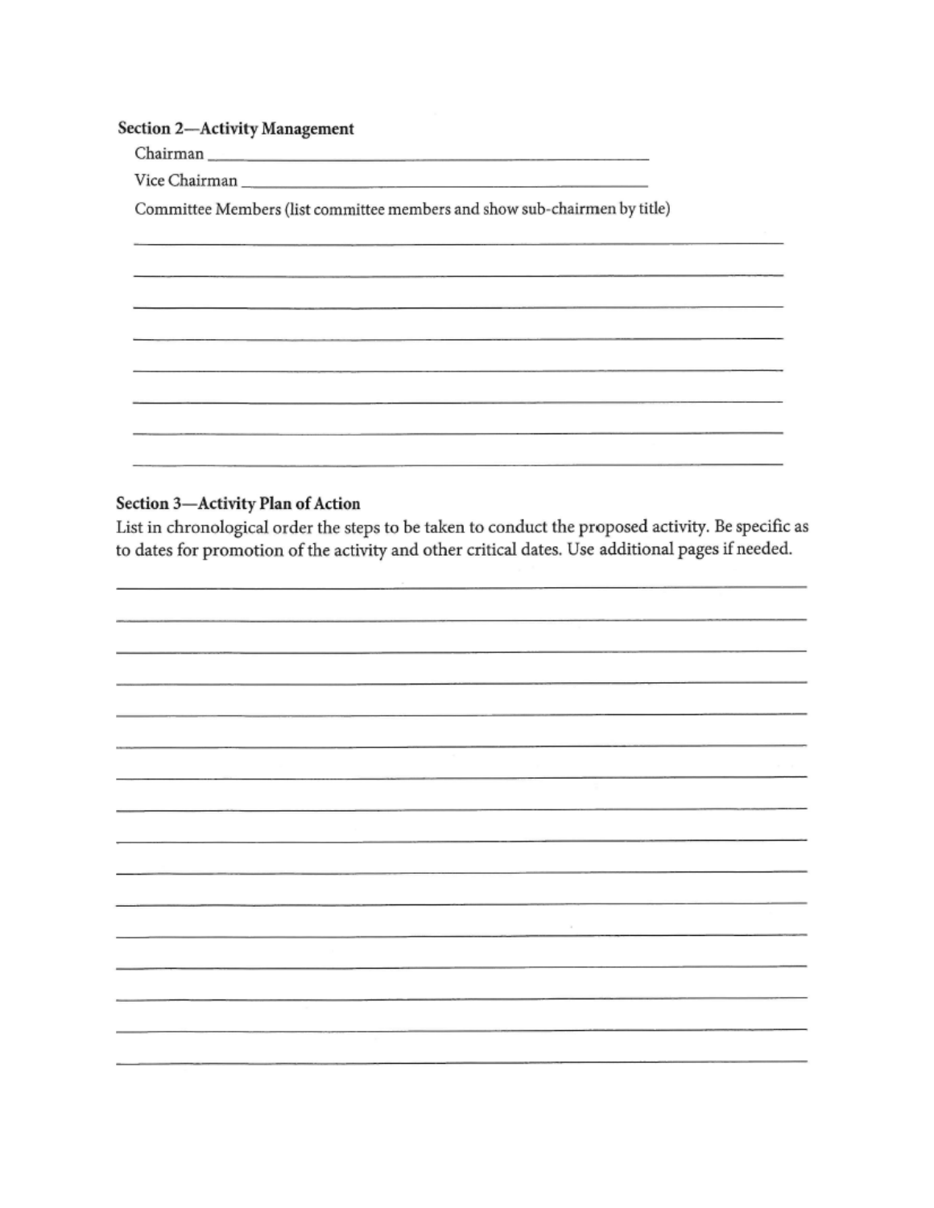**Section 2—Activity Management**

Chairman ______________________________________________

Vice Chairman ______________________________________________

Committee Members (list committee members and show sub-chairmen by title)

______________________________________________________________________

______________________________________________________________________

______________________________________________________________________

______________________________________________________________________

______________________________________________________________________

______________________________________________________________________

______________________________________________________________________

______________________________________________________________________

**Section 3—Activity Plan of Action**

List in chronological order the steps to be taken to conduct the proposed activity. Be specific as to dates for promotion of the activity and other critical dates. Use additional pages if needed.

______________________________________________________________________

______________________________________________________________________

______________________________________________________________________

______________________________________________________________________

______________________________________________________________________

______________________________________________________________________

______________________________________________________________________

______________________________________________________________________

______________________________________________________________________

______________________________________________________________________

______________________________________________________________________

______________________________________________________________________

______________________________________________________________________

______________________________________________________________________

______________________________________________________________________

______________________________________________________________________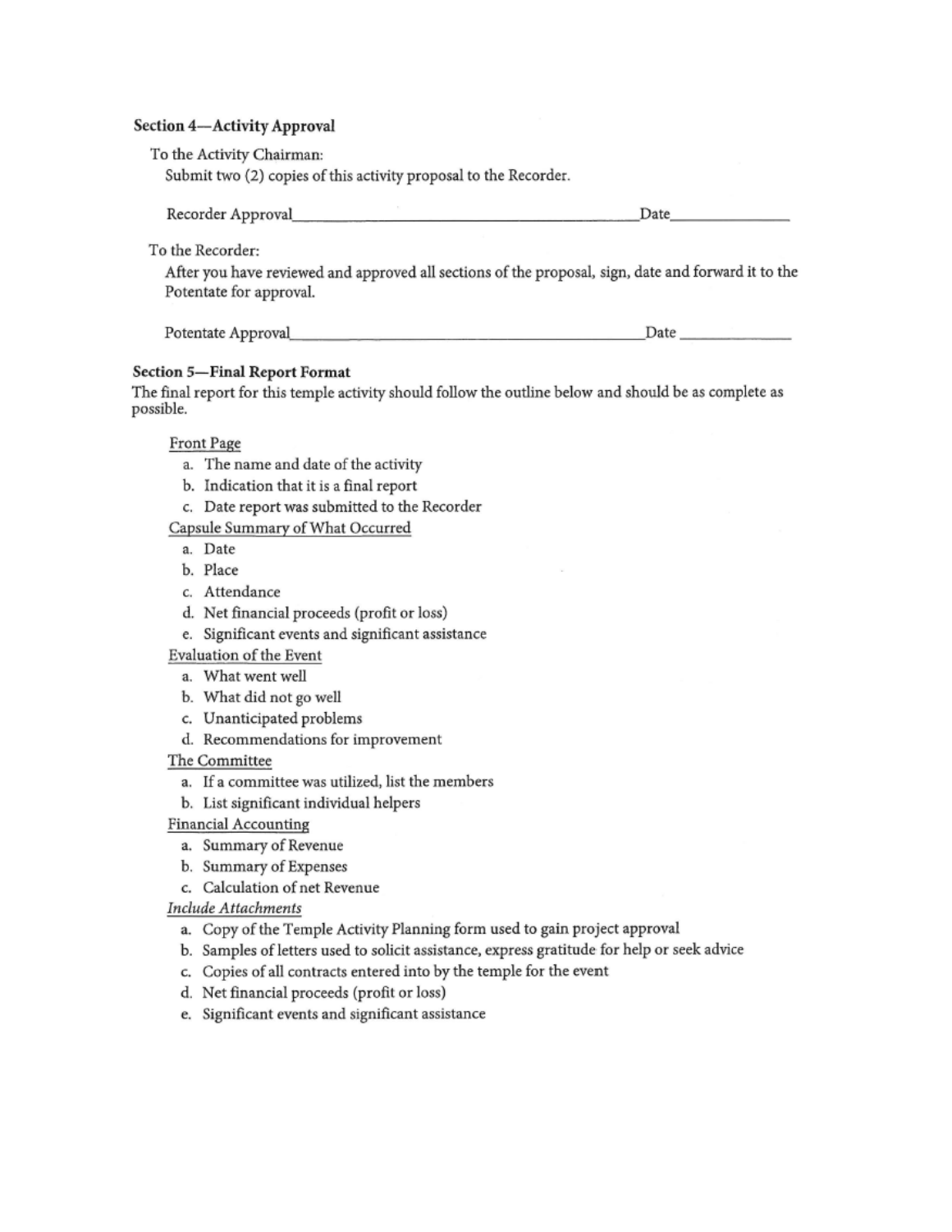### Section 4—Activity Approval

To the Activity Chairman:

Submit two (2) copies of this activity proposal to the Recorder.

Recorder Approval______________________________________Date______________

To the Recorder:

After you have reviewed and approved all sections of the proposal, sign, date and forward it to the Potentate for approval.

Potentate Approval______________________________________Date______________

### Section 5—Final Report Format

The final report for this temple activity should follow the outline below and should be as complete as possible.

Front Page

a. The name and date of the activity
b. Indication that it is a final report
c. Date report was submitted to the Recorder

Capsule Summary of What Occurred

a. Date
b. Place
c. Attendance
d. Net financial proceeds (profit or loss)
e. Significant events and significant assistance

Evaluation of the Event

a. What went well
b. What did not go well
c. Unanticipated problems
d. Recommendations for improvement

The Committee

a. If a committee was utilized, list the members
b. List significant individual helpers

Financial Accounting

a. Summary of Revenue
b. Summary of Expenses
c. Calculation of net Revenue

*Include Attachments*

a. Copy of the Temple Activity Planning form used to gain project approval
b. Samples of letters used to solicit assistance, express gratitude for help or seek advice
c. Copies of all contracts entered into by the temple for the event
d. Net financial proceeds (profit or loss)
e. Significant events and significant assistance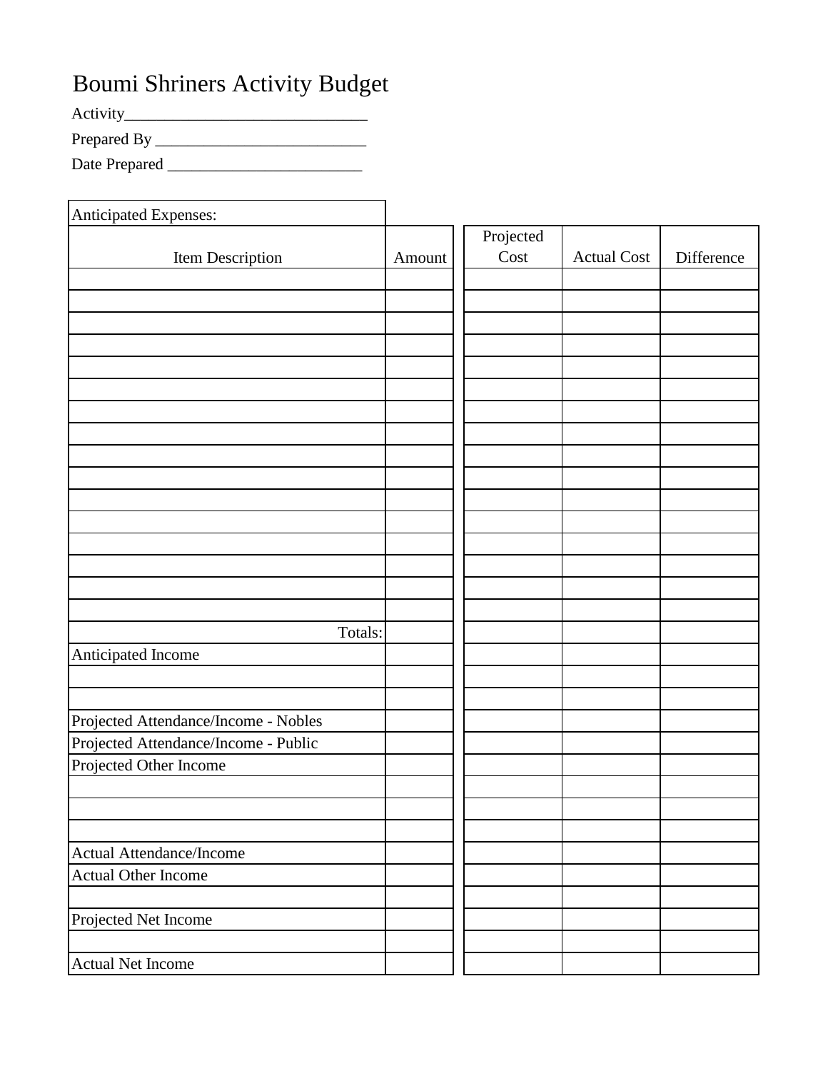# Boumi Shriners Activity Budget

Activity_______________________________

Prepared By ___________________________

Date Prepared _________________________

| Anticipated Expenses: | | Projected Cost | Actual Cost | Difference |
|---|---|---|---|---|
| Item Description | Amount | | | |
| | | | | |
| | | | | |
| | | | | |
| | | | | |
| | | | | |
| | | | | |
| | | | | |
| | | | | |
| | | | | |
| | | | | |
| | | | | |
| | | | | |
| | | | | |
| | | | | |
| | | | | |
| | | | | |
| Totals: | | | | |
| Anticipated Income | | | | |
| | | | | |
| | | | | |
| Projected Attendance/Income - Nobles | | | | |
| Projected Attendance/Income - Public | | | | |
| Projected Other Income | | | | |
| | | | | |
| | | | | |
| | | | | |
| Actual Attendance/Income | | | | |
| Actual Other Income | | | | |
| | | | | |
| Projected Net Income | | | | |
| | | | | |
| Actual Net Income | | | | |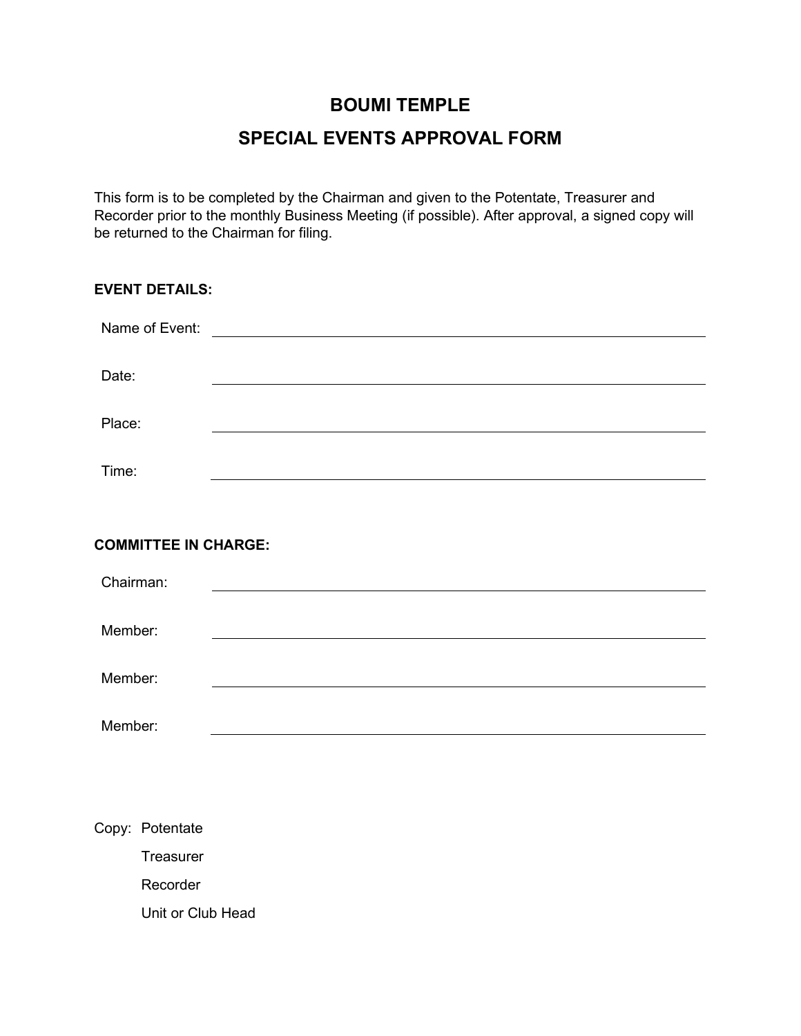# BOUMI TEMPLE

## SPECIAL EVENTS APPROVAL FORM

This form is to be completed by the Chairman and given to the Potentate, Treasurer and Recorder prior to the monthly Business Meeting (if possible). After approval, a signed copy will be returned to the Chairman for filing.

**EVENT DETAILS:**

Name of Event: ______________________________

Date: ______________________________

Place: ______________________________

Time: ______________________________

**COMMITTEE IN CHARGE:**

Chairman: ______________________________

Member: ______________________________

Member: ______________________________

Member: ______________________________

Copy: Potentate
Treasurer
Recorder
Unit or Club Head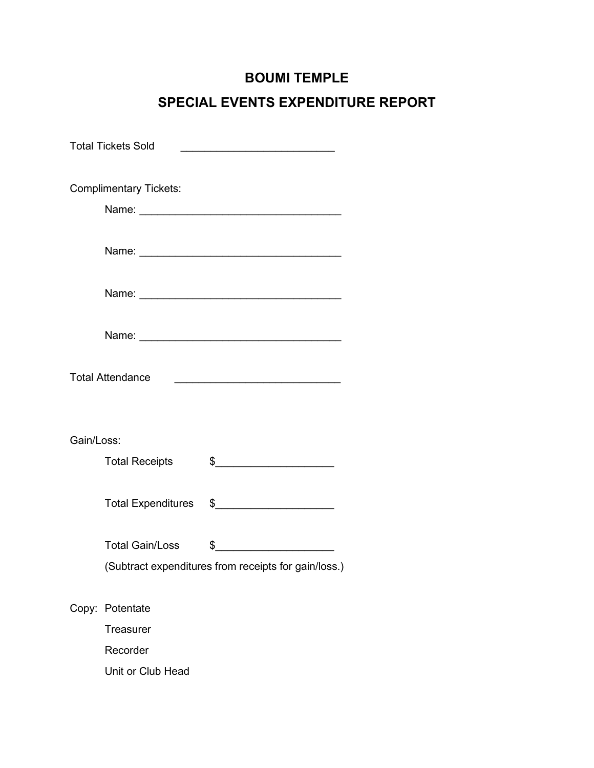# BOUMI TEMPLE

## SPECIAL EVENTS EXPENDITURE REPORT

Total Tickets Sold __________________________

Complimentary Tickets:

Name: __________________________________

Name: __________________________________

Name: __________________________________

Name: __________________________________

Total Attendance ____________________________

Gain/Loss:

Total Receipts $____________________

Total Expenditures $____________________

Total Gain/Loss $____________________

(Subtract expenditures from receipts for gain/loss.)

Copy: Potentate

Treasurer

Recorder

Unit or Club Head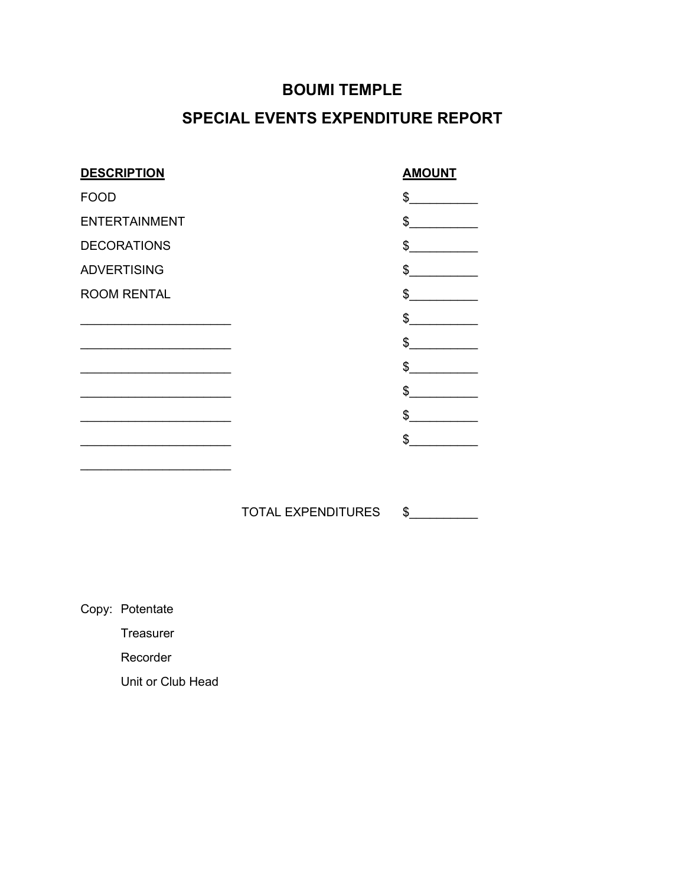# BOUMI TEMPLE

## SPECIAL EVENTS EXPENDITURE REPORT

| DESCRIPTION | AMOUNT |
|---|---|
| FOOD | $__________ |
| ENTERTAINMENT | $__________ |
| DECORATIONS | $__________ |
| ADVERTISING | $__________ |
| ROOM RENTAL | $__________ |
| ______________________ | $__________ |
| ______________________ | $__________ |
| ______________________ | $__________ |
| ______________________ | $__________ |
| ______________________ | $__________ |
| ______________________ | $__________ |
| ______________________ | |
| TOTAL EXPENDITURES | $__________ |

Copy: Potentate
Treasurer
Recorder
Unit or Club Head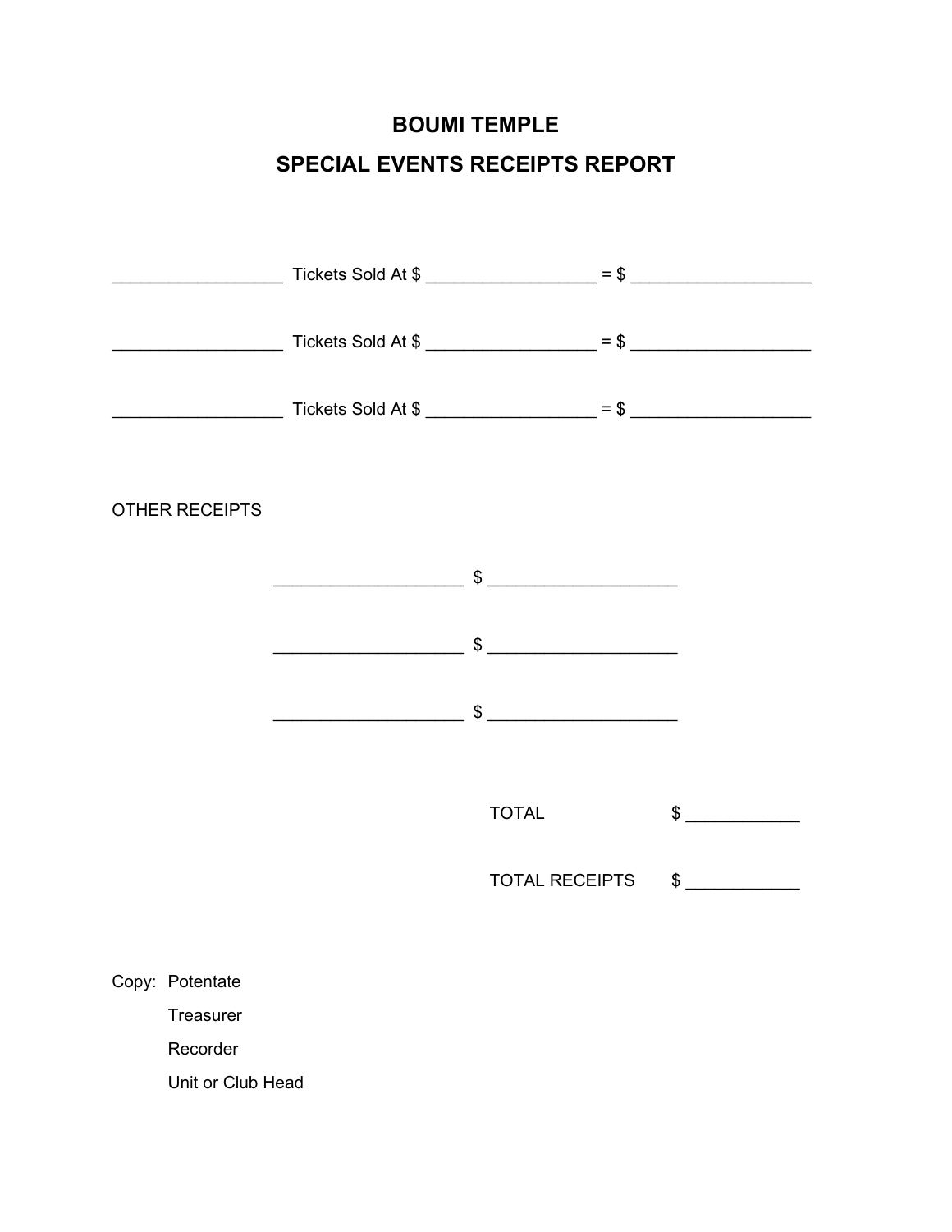# BOUMI TEMPLE

## SPECIAL EVENTS RECEIPTS REPORT

__________________ Tickets Sold At $ __________________ = $ ___________________

__________________ Tickets Sold At $ __________________ = $ ___________________

__________________ Tickets Sold At $ __________________ = $ ___________________

OTHER RECEIPTS

____________________ $ ____________________

____________________ $ ____________________

____________________ $ ____________________

TOTAL $ ____________

TOTAL RECEIPTS $ ____________

Copy: Potentate
Treasurer
Recorder
Unit or Club Head